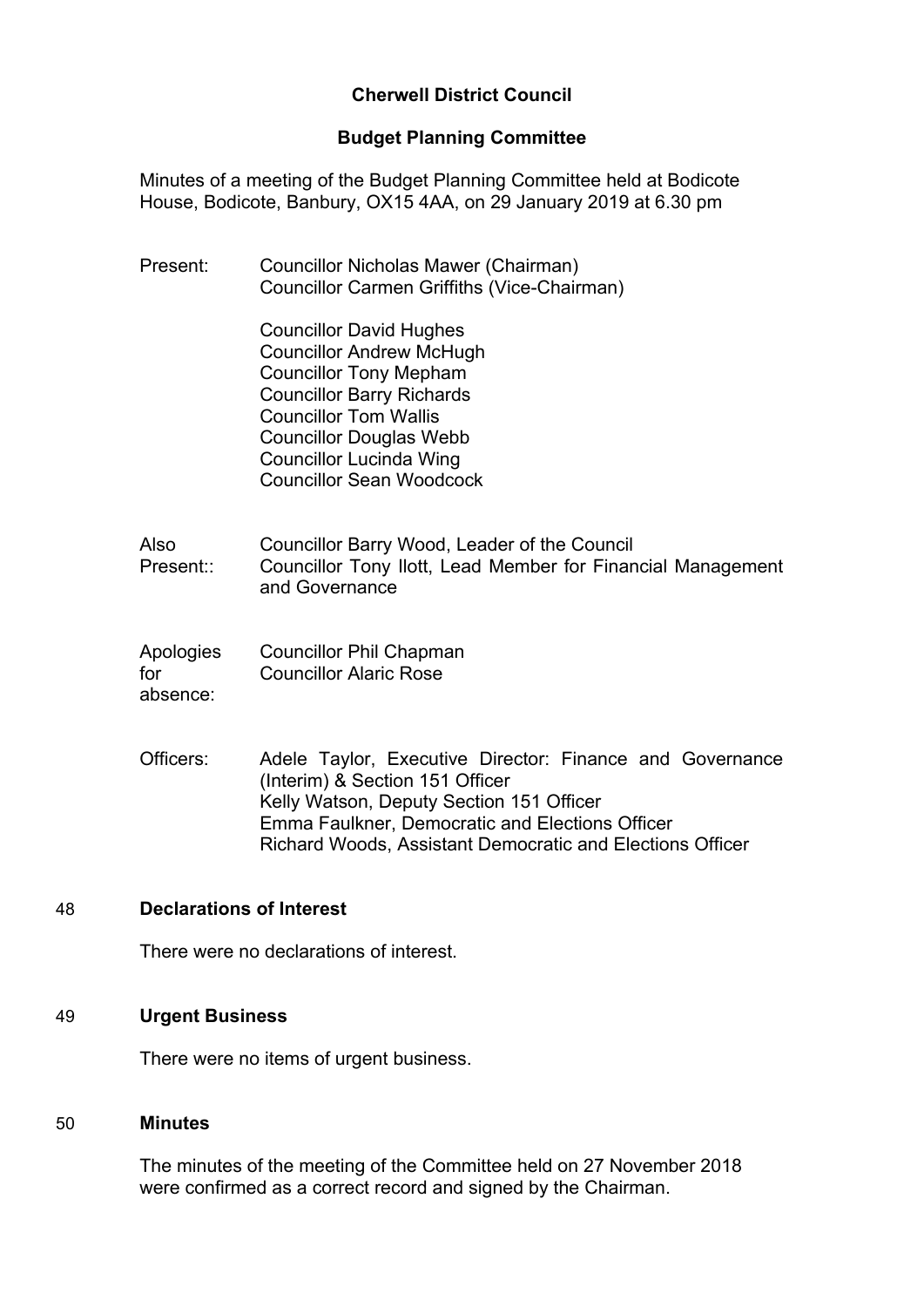# Cherwell District Council

## Budget Planning Committee

Minutes of a meeting of the Budget Planning Committee held at Bodicote House, Bodicote, Banbury, OX15 4AA, on 29 January 2019 at 6.30 pm

Present: Councillor Nicholas Mawer (Chairman)
Councillor Carmen Griffiths (Vice-Chairman)

Councillor David Hughes
Councillor Andrew McHugh
Councillor Tony Mepham
Councillor Barry Richards
Councillor Tom Wallis
Councillor Douglas Webb
Councillor Lucinda Wing
Councillor Sean Woodcock

Also Present:: Councillor Barry Wood, Leader of the Council
Councillor Tony Ilott, Lead Member for Financial Management and Governance

Apologies for absence: Councillor Phil Chapman
Councillor Alaric Rose

Officers: Adele Taylor, Executive Director: Finance and Governance (Interim) & Section 151 Officer
Kelly Watson, Deputy Section 151 Officer
Emma Faulkner, Democratic and Elections Officer
Richard Woods, Assistant Democratic and Elections Officer

### 48 Declarations of Interest

There were no declarations of interest.

### 49 Urgent Business

There were no items of urgent business.

### 50 Minutes

The minutes of the meeting of the Committee held on 27 November 2018 were confirmed as a correct record and signed by the Chairman.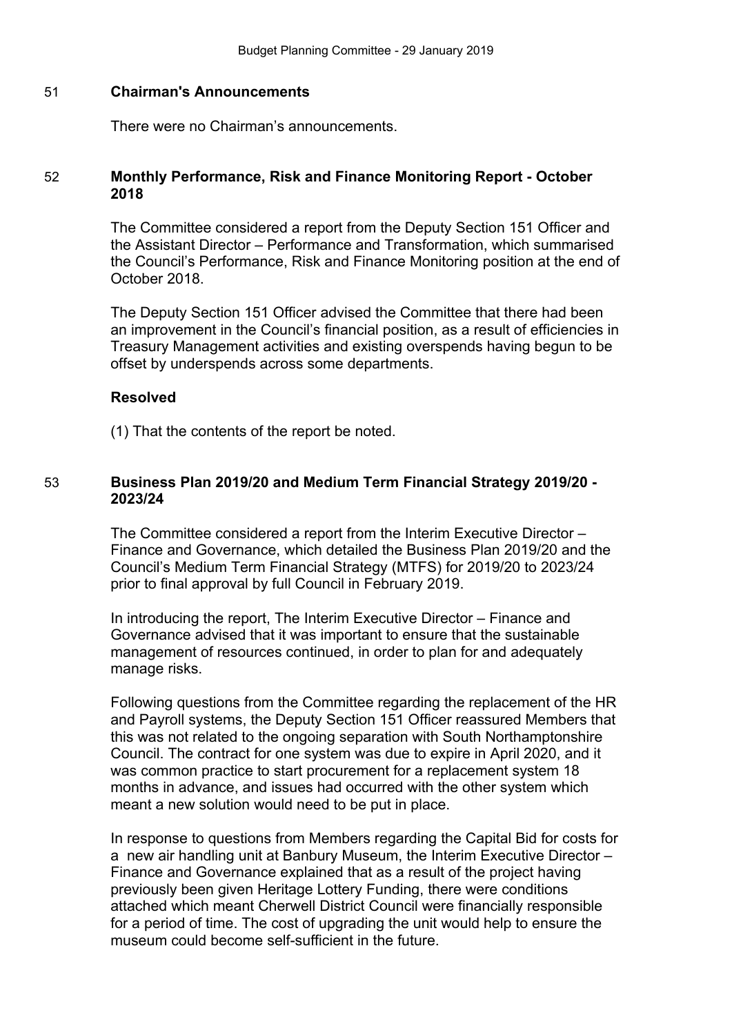## 51 Chairman's Announcements

There were no Chairman's announcements.

## 52 Monthly Performance, Risk and Finance Monitoring Report - October 2018

The Committee considered a report from the Deputy Section 151 Officer and the Assistant Director – Performance and Transformation, which summarised the Council's Performance, Risk and Finance Monitoring position at the end of October 2018.

The Deputy Section 151 Officer advised the Committee that there had been an improvement in the Council's financial position, as a result of efficiencies in Treasury Management activities and existing overspends having begun to be offset by underspends across some departments.

**Resolved**

(1) That the contents of the report be noted.

## 53 Business Plan 2019/20 and Medium Term Financial Strategy 2019/20 - 2023/24

The Committee considered a report from the Interim Executive Director – Finance and Governance, which detailed the Business Plan 2019/20 and the Council's Medium Term Financial Strategy (MTFS) for 2019/20 to 2023/24 prior to final approval by full Council in February 2019.

In introducing the report, The Interim Executive Director – Finance and Governance advised that it was important to ensure that the sustainable management of resources continued, in order to plan for and adequately manage risks.

Following questions from the Committee regarding the replacement of the HR and Payroll systems, the Deputy Section 151 Officer reassured Members that this was not related to the ongoing separation with South Northamptonshire Council. The contract for one system was due to expire in April 2020, and it was common practice to start procurement for a replacement system 18 months in advance, and issues had occurred with the other system which meant a new solution would need to be put in place.

In response to questions from Members regarding the Capital Bid for costs for a new air handling unit at Banbury Museum, the Interim Executive Director – Finance and Governance explained that as a result of the project having previously been given Heritage Lottery Funding, there were conditions attached which meant Cherwell District Council were financially responsible for a period of time. The cost of upgrading the unit would help to ensure the museum could become self-sufficient in the future.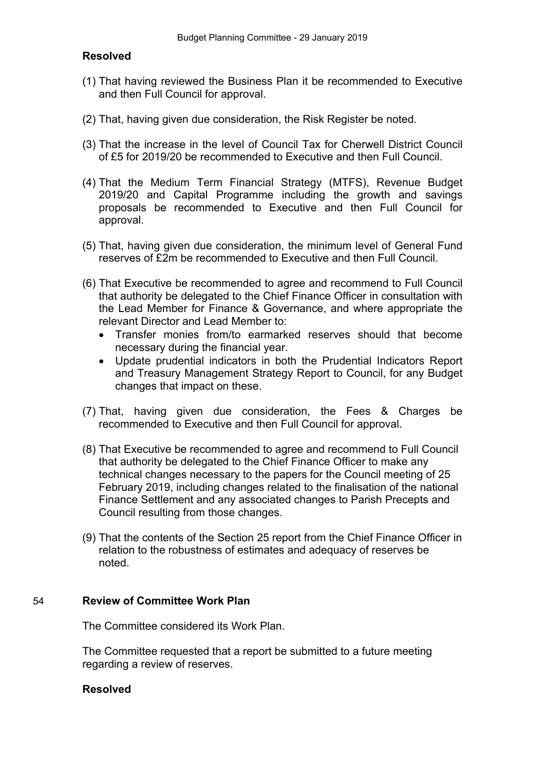**Resolved**

(1) That having reviewed the Business Plan it be recommended to Executive and then Full Council for approval.

(2) That, having given due consideration, the Risk Register be noted.

(3) That the increase in the level of Council Tax for Cherwell District Council of £5 for 2019/20 be recommended to Executive and then Full Council.

(4) That the Medium Term Financial Strategy (MTFS), Revenue Budget 2019/20 and Capital Programme including the growth and savings proposals be recommended to Executive and then Full Council for approval.

(5) That, having given due consideration, the minimum level of General Fund reserves of £2m be recommended to Executive and then Full Council.

(6) That Executive be recommended to agree and recommend to Full Council that authority be delegated to the Chief Finance Officer in consultation with the Lead Member for Finance & Governance, and where appropriate the relevant Director and Lead Member to:
- Transfer monies from/to earmarked reserves should that become necessary during the financial year.
- Update prudential indicators in both the Prudential Indicators Report and Treasury Management Strategy Report to Council, for any Budget changes that impact on these.

(7) That, having given due consideration, the Fees & Charges be recommended to Executive and then Full Council for approval.

(8) That Executive be recommended to agree and recommend to Full Council that authority be delegated to the Chief Finance Officer to make any technical changes necessary to the papers for the Council meeting of 25 February 2019, including changes related to the finalisation of the national Finance Settlement and any associated changes to Parish Precepts and Council resulting from those changes.

(9) That the contents of the Section 25 report from the Chief Finance Officer in relation to the robustness of estimates and adequacy of reserves be noted.

## 54 Review of Committee Work Plan

The Committee considered its Work Plan.

The Committee requested that a report be submitted to a future meeting regarding a review of reserves.

**Resolved**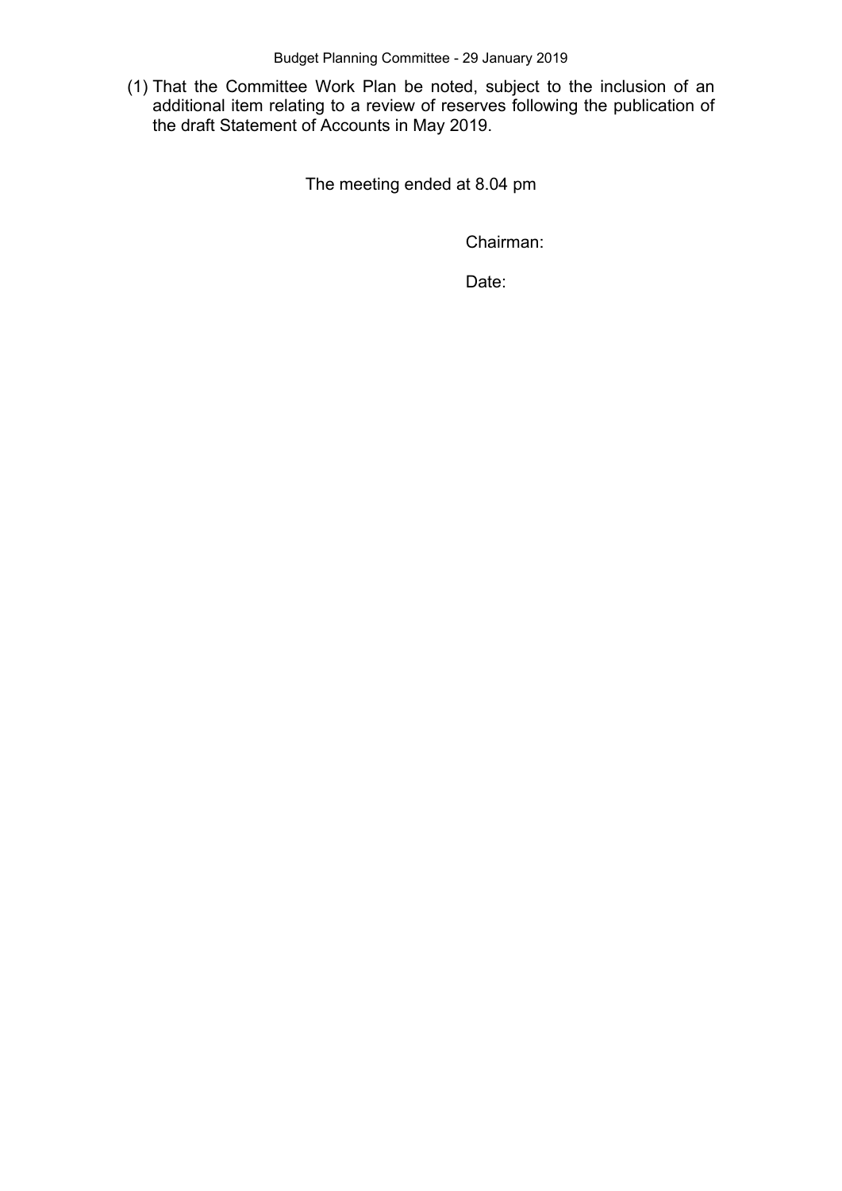(1) That the Committee Work Plan be noted, subject to the inclusion of an additional item relating to a review of reserves following the publication of the draft Statement of Accounts in May 2019.

The meeting ended at 8.04 pm

Chairman:

Date: